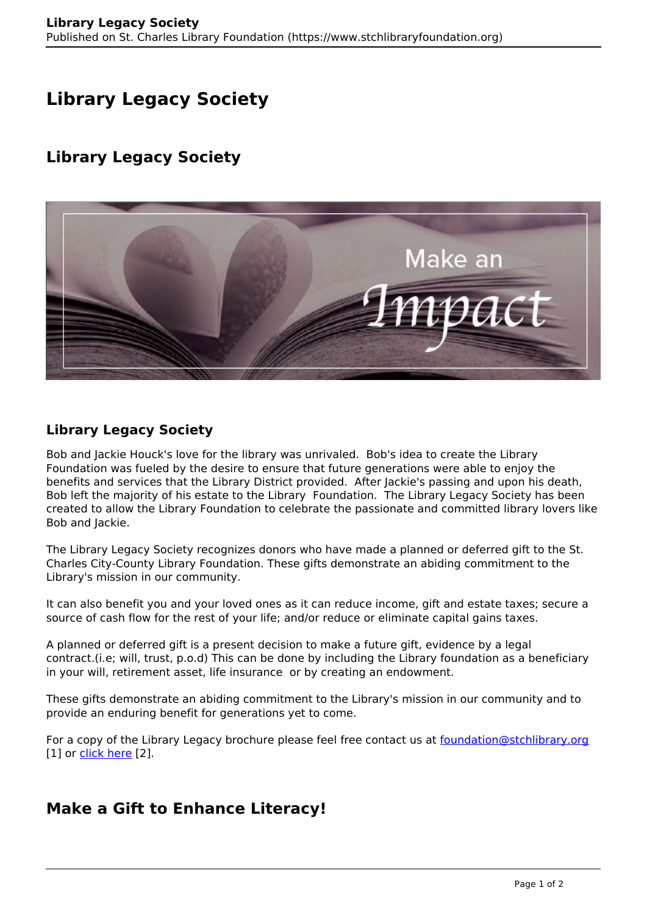# Library Legacy Society

## Library Legacy Society

### Library Legacy Society

Bob and Jackie Houck's love for the library was unrivaled. Bob's idea to create the Library Foundation was fueled by the desire to ensure that future generations were able to enjoy the benefits and services that the Library District provided. After Jackie's passing and upon his death, Bob left the majority of his estate to the Library Foundation. The Library Legacy Society has been created to allow the Library Foundation to celebrate the passionate and committed library lovers like Bob and Jackie.

The Library Legacy Society recognizes donors who have made a planned or deferred gift to the St. Charles City-County Library Foundation. These gifts demonstrate an abiding commitment to the Library's mission in our community.

It can also benefit you and your loved ones as it can reduce income, gift and estate taxes; secure a source of cash flow for the rest of your life; and/or reduce or eliminate capital gains taxes.

A planned or deferred gift is a present decision to make a future gift, evidence by a legal contract.(i.e; will, trust, p.o.d) This can be done by including the Library foundation as a beneficiary in your will, retirement asset, life insurance or by creating an endowment.

These gifts demonstrate an abiding commitment to the Library's mission in our community and to provide an enduring benefit for generations yet to come.

For a copy of the Library Legacy brochure please feel free contact us at foundation@stchlibrary.org [1] or click here [2].

## Make a Gift to Enhance Literacy!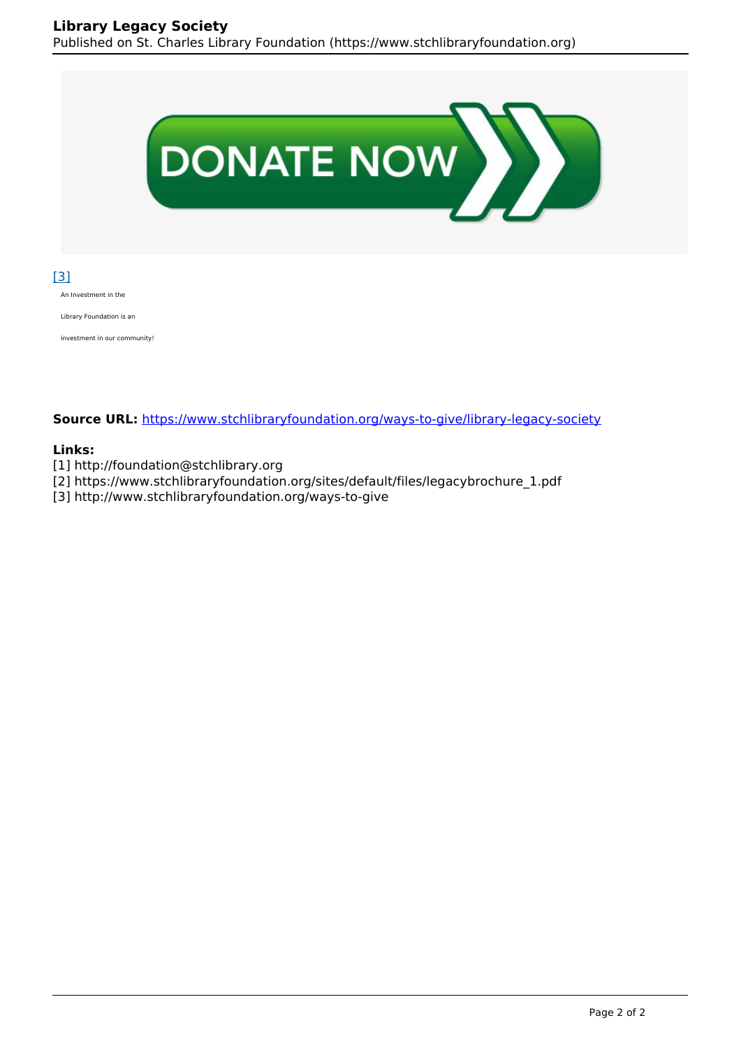DONATE NOW

[3]

An Investment in the

Library Foundation is an

investment in our community!

**Source URL:** https://www.stchlibraryfoundation.org/ways-to-give/library-legacy-society

**Links:**
[1] http://foundation@stchlibrary.org
[2] https://www.stchlibraryfoundation.org/sites/default/files/legacybrochure_1.pdf
[3] http://www.stchlibraryfoundation.org/ways-to-give